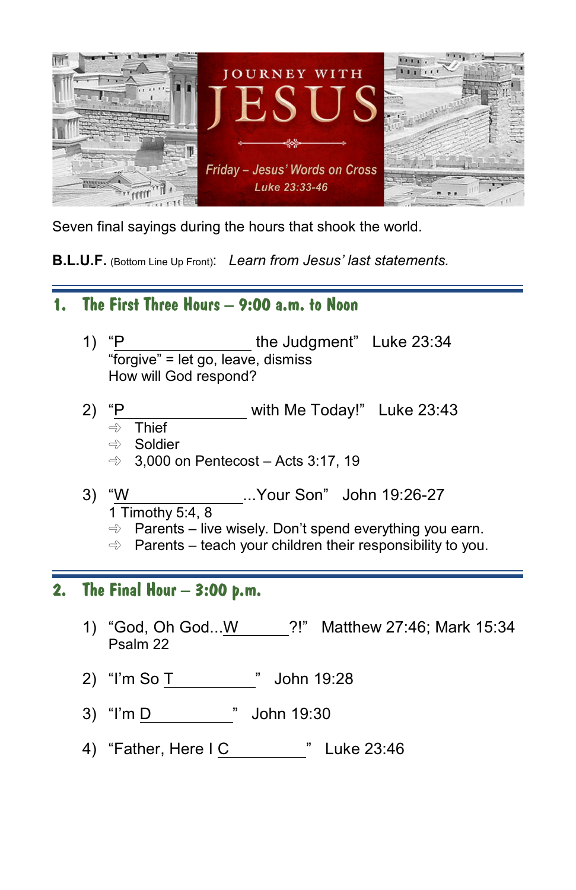# JOURNEY WITH JESUS

*Friday – Jesus' Words on Cross*

*Luke 23:33-46*

Seven final sayings during the hours that shook the world.

**B.L.U.F.** (Bottom Line Up Front): *Learn from Jesus' last statements.*

## 1. The First Three Hours – 9:00 a.m. to Noon

1) "P\_\_\_\_\_\_\_\_\_\_\_\_\_\_\_\_ the Judgment" Luke 23:34
   "forgive" = let go, leave, dismiss
   How will God respond?

2) "P\_\_\_\_\_\_\_\_\_\_\_\_\_\_\_\_ with Me Today!" Luke 23:43
   - Thief
   - Soldier
   - 3,000 on Pentecost – Acts 3:17, 19

3) "W\_\_\_\_\_\_\_\_\_\_\_\_\_\_\_\_...Your Son" John 19:26-27
   1 Timothy 5:4, 8
   - Parents – live wisely. Don't spend everything you earn.
   - Parents – teach your children their responsibility to you.

## 2. The Final Hour – 3:00 p.m.

1) "God, Oh God...W\_\_\_\_\_\_\_?!" Matthew 27:46; Mark 15:34
   Psalm 22

2) "I'm So T\_\_\_\_\_\_\_\_\_\_\_\_" John 19:28

3) "I'm D\_\_\_\_\_\_\_\_\_\_\_\_" John 19:30

4) "Father, Here I C\_\_\_\_\_\_\_\_\_\_\_\_" Luke 23:46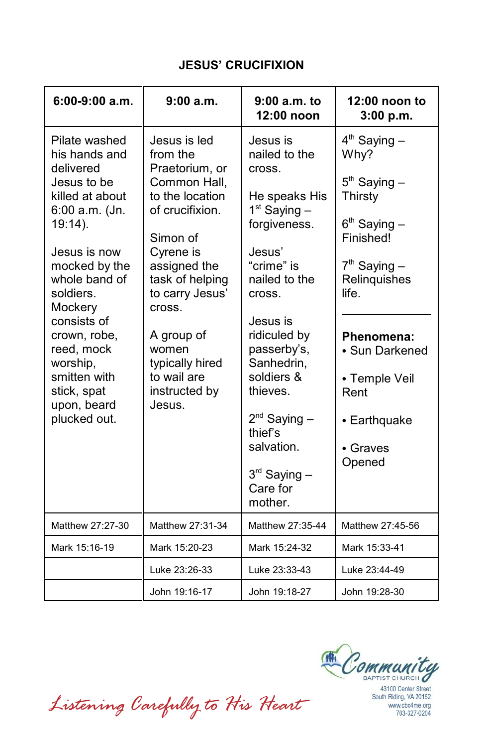## JESUS' CRUCIFIXION

| 6:00-9:00 a.m. | 9:00 a.m. | 9:00 a.m. to 12:00 noon | 12:00 noon to 3:00 p.m. |
|---|---|---|---|
| Pilate washed his hands and delivered Jesus to be killed at about 6:00 a.m. (Jn. 19:14).<br><br>Jesus is now mocked by the whole band of soldiers. Mockery consists of crown, robe, reed, mock worship, smitten with stick, spat upon, beard plucked out. | Jesus is led from the Praetorium, or Common Hall, to the location of crucifixion.<br><br>Simon of Cyrene is assigned the task of helping to carry Jesus' cross.<br><br>A group of women typically hired to wail are instructed by Jesus. | Jesus is nailed to the cross.<br><br>He speaks His 1st Saying – forgiveness.<br><br>Jesus' "crime" is nailed to the cross.<br><br>Jesus is ridiculed by passerby's, Sanhedrin, soldiers & thieves.<br><br>2nd Saying – thief's salvation.<br><br>3rd Saying – Care for mother. | 4th Saying – Why?<br><br>5th Saying – Thirsty<br><br>6th Saying – Finished!<br><br>7th Saying – Relinquishes life.<br><br>---<br><br>**Phenomena:**<br>• Sun Darkened<br><br>• Temple Veil Rent<br><br>• Earthquake<br><br>• Graves Opened |
| Matthew 27:27-30 | Matthew 27:31-34 | Matthew 27:35-44 | Matthew 27:45-56 |
| Mark 15:16-19 | Mark 15:20-23 | Mark 15:24-32 | Mark 15:33-41 |
| | Luke 23:26-33 | Luke 23:33-43 | Luke 23:44-49 |
| | John 19:16-17 | John 19:18-27 | John 19:28-30 |

*Listening Carefully to His Heart*

Community BAPTIST CHURCH
43100 Center Street
South Riding, VA 20152
www.cbc4me.org
703-327-0204